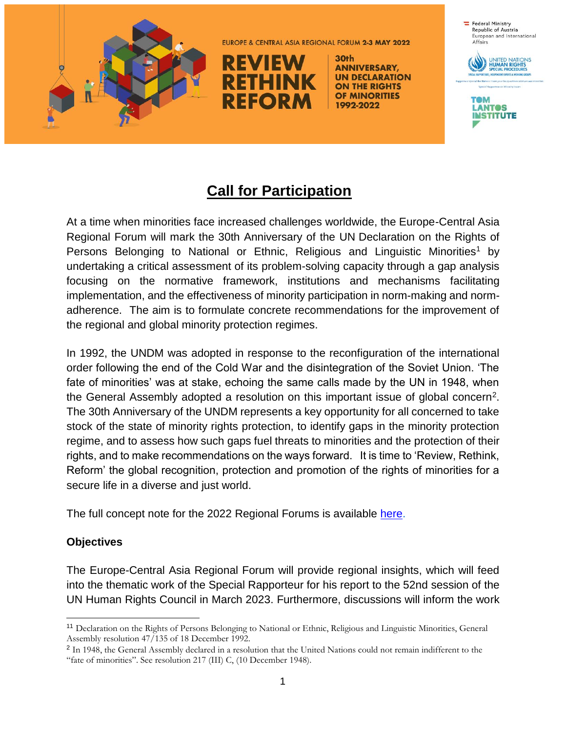EUROPE & CENTRAL ASIA REGIONAL FORUM 2-3 MAY 2022

**REVIEW RETHINK REFORM**

**30th ANNIVERSARY, UN DECLARATION ON THE RIGHTS OF MINORITIES 1992-2022**

Federal Ministry Republic of Austria European and International Affairs

UNITED NATIONS HUMAN RIGHTS SPECIAL PROCEDURES

TOM LANTOS INSTITUTE

# Call for Participation

At a time when minorities face increased challenges worldwide, the Europe-Central Asia Regional Forum will mark the 30th Anniversary of the UN Declaration on the Rights of Persons Belonging to National or Ethnic, Religious and Linguistic Minorities[1] by undertaking a critical assessment of its problem-solving capacity through a gap analysis focusing on the normative framework, institutions and mechanisms facilitating implementation, and the effectiveness of minority participation in norm-making and norm-adherence. The aim is to formulate concrete recommendations for the improvement of the regional and global minority protection regimes.

In 1992, the UNDM was adopted in response to the reconfiguration of the international order following the end of the Cold War and the disintegration of the Soviet Union. 'The fate of minorities' was at stake, echoing the same calls made by the UN in 1948, when the General Assembly adopted a resolution on this important issue of global concern[2]. The 30th Anniversary of the UNDM represents a key opportunity for all concerned to take stock of the state of minority rights protection, to identify gaps in the minority protection regime, and to assess how such gaps fuel threats to minorities and the protection of their rights, and to make recommendations on the ways forward. It is time to 'Review, Rethink, Reform' the global recognition, protection and promotion of the rights of minorities for a secure life in a diverse and just world.

The full concept note for the 2022 Regional Forums is available [here](#).

**Objectives**

The Europe-Central Asia Regional Forum will provide regional insights, which will feed into the thematic work of the Special Rapporteur for his report to the 52nd session of the UN Human Rights Council in March 2023. Furthermore, discussions will inform the work

---

[1] Declaration on the Rights of Persons Belonging to National or Ethnic, Religious and Linguistic Minorities, General Assembly resolution 47/135 of 18 December 1992.

[2] In 1948, the General Assembly declared in a resolution that the United Nations could not remain indifferent to the "fate of minorities". See resolution 217 (III) C, (10 December 1948).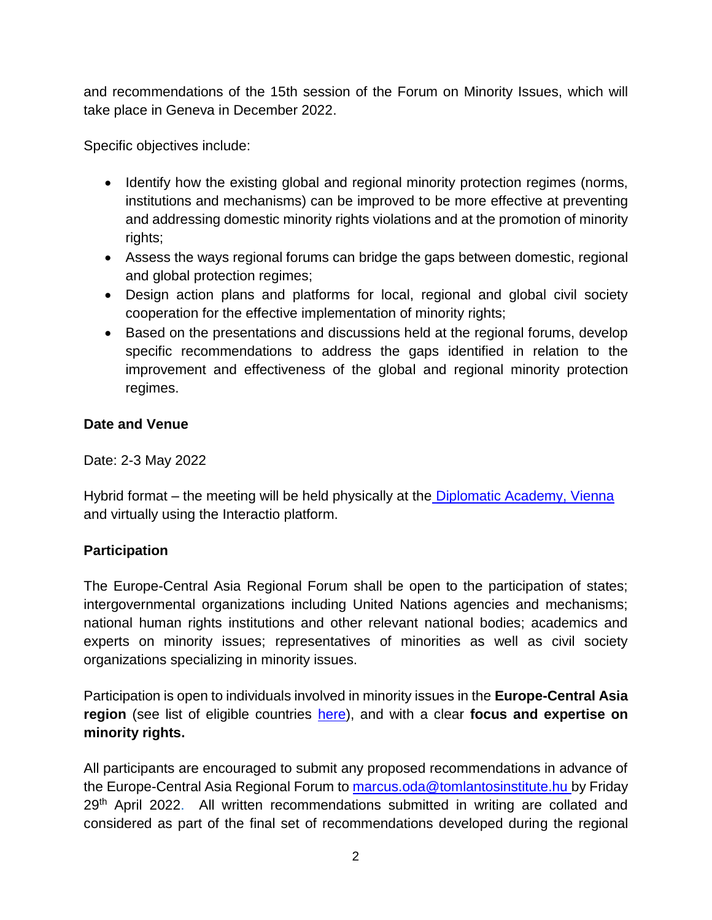and recommendations of the 15th session of the Forum on Minority Issues, which will take place in Geneva in December 2022.

Specific objectives include:

- Identify how the existing global and regional minority protection regimes (norms, institutions and mechanisms) can be improved to be more effective at preventing and addressing domestic minority rights violations and at the promotion of minority rights;
- Assess the ways regional forums can bridge the gaps between domestic, regional and global protection regimes;
- Design action plans and platforms for local, regional and global civil society cooperation for the effective implementation of minority rights;
- Based on the presentations and discussions held at the regional forums, develop specific recommendations to address the gaps identified in relation to the improvement and effectiveness of the global and regional minority protection regimes.

**Date and Venue**

Date: 2-3 May 2022

Hybrid format – the meeting will be held physically at the Diplomatic Academy, Vienna and virtually using the Interactio platform.

**Participation**

The Europe-Central Asia Regional Forum shall be open to the participation of states; intergovernmental organizations including United Nations agencies and mechanisms; national human rights institutions and other relevant national bodies; academics and experts on minority issues; representatives of minorities as well as civil society organizations specializing in minority issues.

Participation is open to individuals involved in minority issues in the **Europe-Central Asia region** (see list of eligible countries here), and with a clear **focus and expertise on minority rights.**

All participants are encouraged to submit any proposed recommendations in advance of the Europe-Central Asia Regional Forum to marcus.oda@tomlantosinstitute.hu by Friday 29th April 2022. All written recommendations submitted in writing are collated and considered as part of the final set of recommendations developed during the regional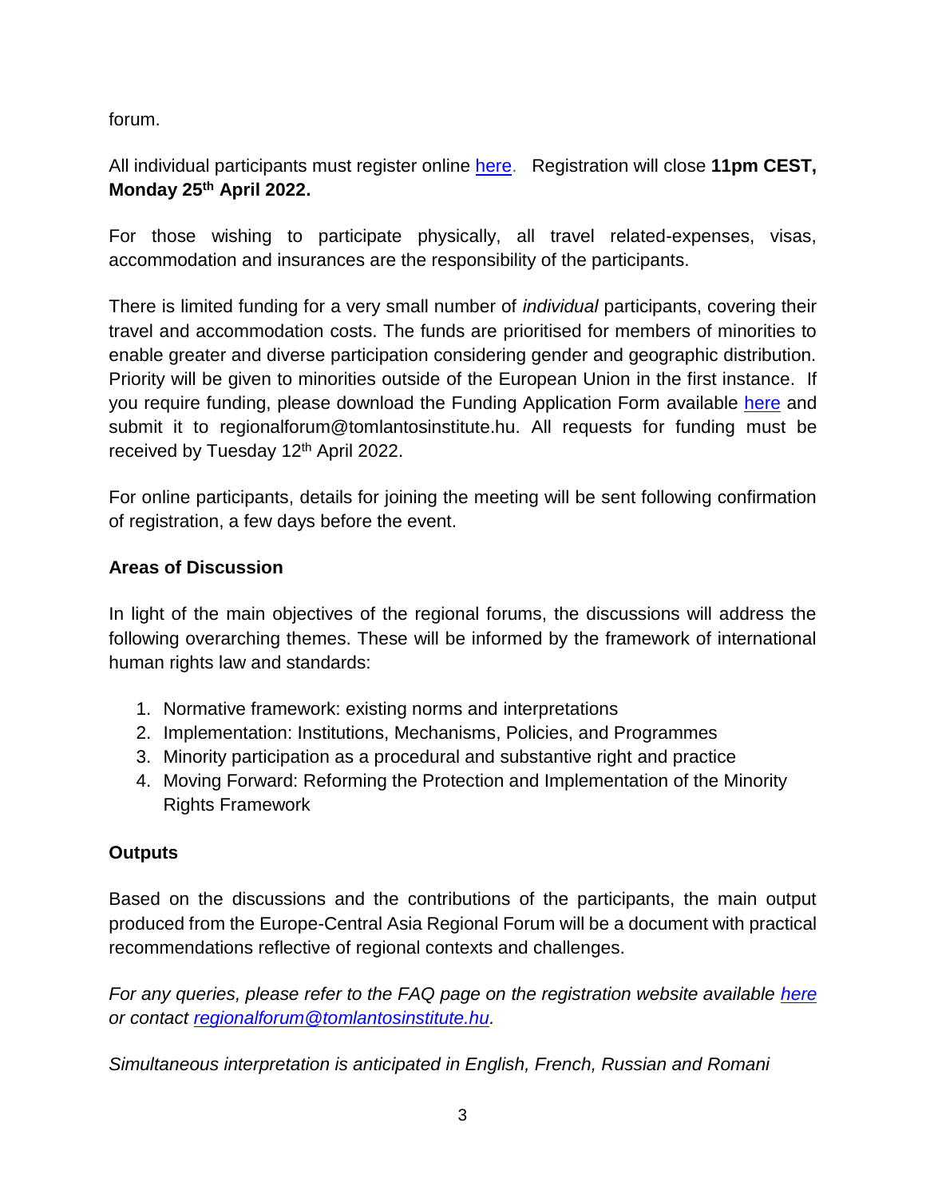forum.

All individual participants must register online here. Registration will close **11pm CEST, Monday 25th April 2022.**

For those wishing to participate physically, all travel related-expenses, visas, accommodation and insurances are the responsibility of the participants.

There is limited funding for a very small number of *individual* participants, covering their travel and accommodation costs. The funds are prioritised for members of minorities to enable greater and diverse participation considering gender and geographic distribution. Priority will be given to minorities outside of the European Union in the first instance. If you require funding, please download the Funding Application Form available here and submit it to regionalforum@tomlantosinstitute.hu. All requests for funding must be received by Tuesday 12th April 2022.

For online participants, details for joining the meeting will be sent following confirmation of registration, a few days before the event.

**Areas of Discussion**

In light of the main objectives of the regional forums, the discussions will address the following overarching themes. These will be informed by the framework of international human rights law and standards:

1. Normative framework: existing norms and interpretations
2. Implementation: Institutions, Mechanisms, Policies, and Programmes
3. Minority participation as a procedural and substantive right and practice
4. Moving Forward: Reforming the Protection and Implementation of the Minority Rights Framework

**Outputs**

Based on the discussions and the contributions of the participants, the main output produced from the Europe-Central Asia Regional Forum will be a document with practical recommendations reflective of regional contexts and challenges.

*For any queries, please refer to the FAQ page on the registration website available here or contact regionalforum@tomlantosinstitute.hu.*

*Simultaneous interpretation is anticipated in English, French, Russian and Romani*